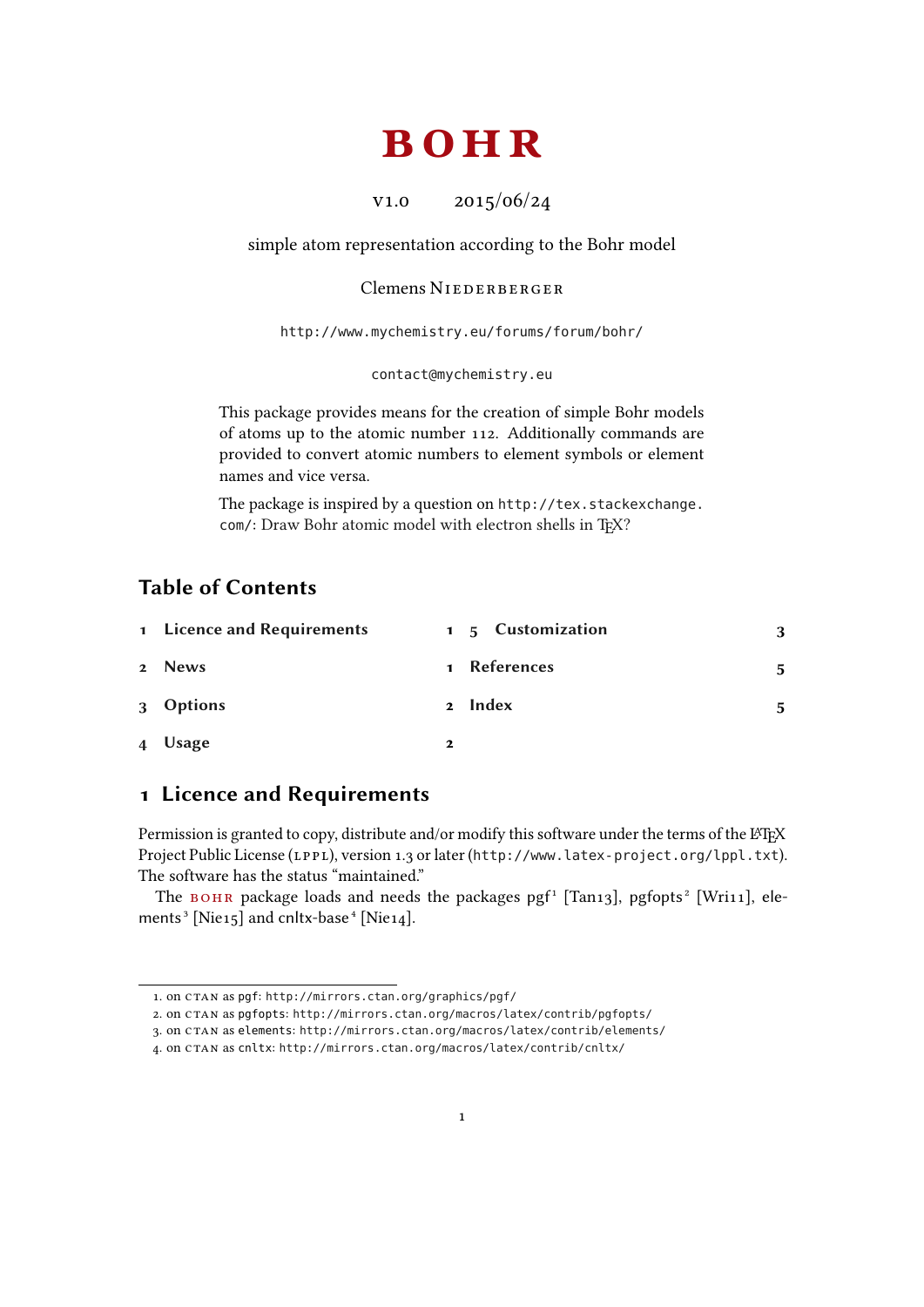# BOHR

v1.0 2015/06/24

simple atom representation according to the Bohr model

Clemens Niederberger

http://www.mychemistry.eu/forums/forum/bohr/

contact@mychemistry.eu

This package provides means for the creation of simple Bohr models of atoms up to the atomic number 112. Additionally commands are provided to convert atomic numbers to element symbols or element names and vice versa.

The package is inspired by a question on http://tex.stackexchange.com/: Draw Bohr atomic model with electron shells in TeX?

## Table of Contents

1 Licence and Requirements 1
2 News 1
3 Options 2
4 Usage 2
5 Customization 3
References 5
Index 5

## 1 Licence and Requirements

Permission is granted to copy, distribute and/or modify this software under the terms of the LaTeX Project Public License (LPPL), version 1.3 or later (http://www.latex-project.org/lppl.txt). The software has the status "maintained."

The BOHR package loads and needs the packages pgf[1] [Tan13], pgfopts[2] [Wri11], elements[3] [Nie15] and cnltx-base[4] [Nie14].

1. on CTAN as pgf: http://mirrors.ctan.org/graphics/pgf/
2. on CTAN as pgfopts: http://mirrors.ctan.org/macros/latex/contrib/pgfopts/
3. on CTAN as elements: http://mirrors.ctan.org/macros/latex/contrib/elements/
4. on CTAN as cnltx: http://mirrors.ctan.org/macros/latex/contrib/cnltx/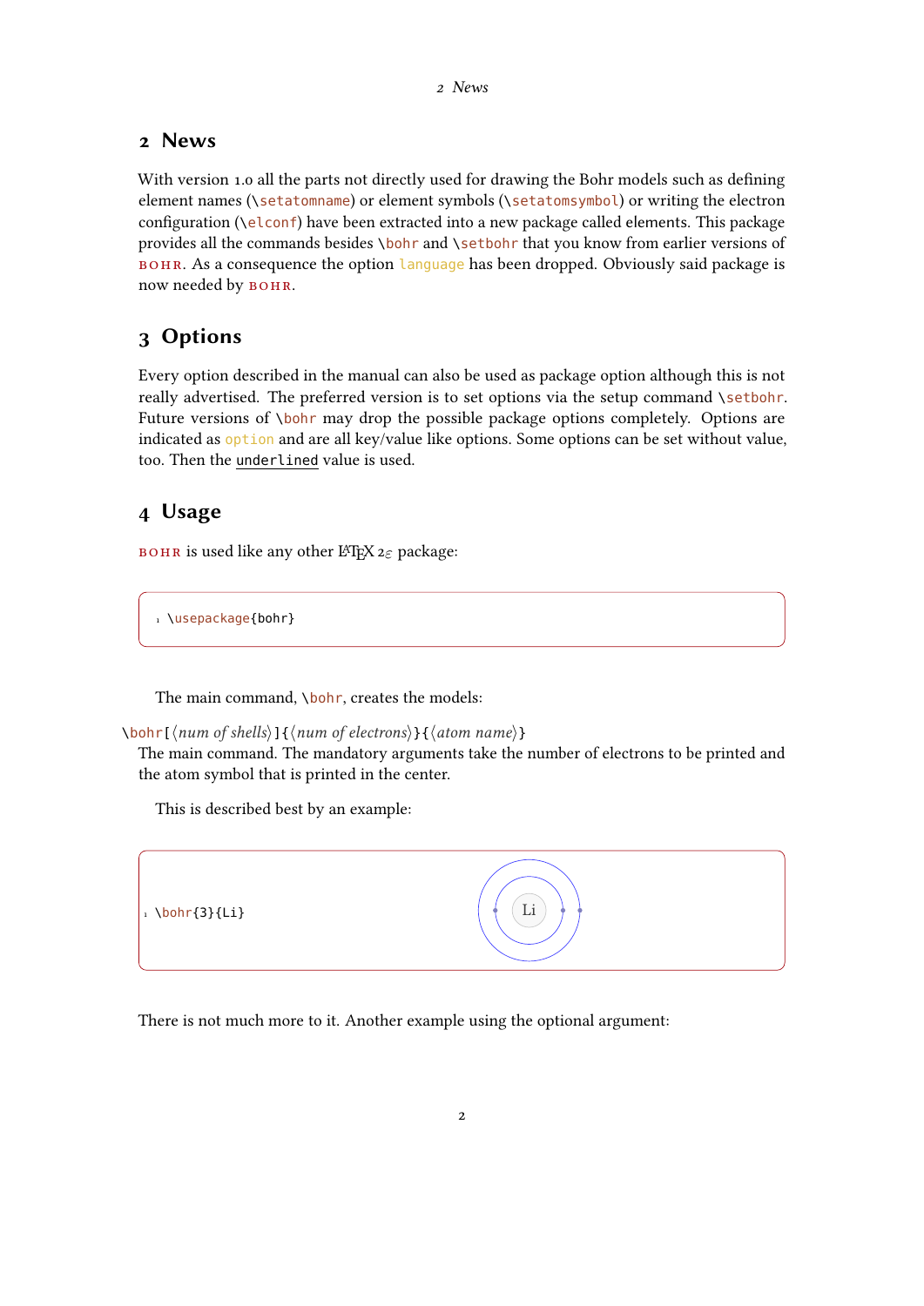## 2 News

With version 1.0 all the parts not directly used for drawing the Bohr models such as defining element names (`\setatomname`) or element symbols (`\setatomsymbol`) or writing the electron configuration (`\elconf`) have been extracted into a new package called elements. This package provides all the commands besides `\bohr` and `\setbohr` that you know from earlier versions of BOHR. As a consequence the option `language` has been dropped. Obviously said package is now needed by BOHR.

## 3 Options

Every option described in the manual can also be used as package option although this is not really advertised. The preferred version is to set options via the setup command `\setbohr`. Future versions of `\bohr` may drop the possible package options completely. Options are indicated as `option` and are all key/value like options. Some options can be set without value, too. Then the underlined value is used.

## 4 Usage

BOHR is used like any other LaTeX 2ε package:

```
\usepackage{bohr}
```

The main command, `\bohr`, creates the models:

`\bohr[⟨num of shells⟩]{⟨num of electrons⟩}{⟨atom name⟩}`
The main command. The mandatory arguments take the number of electrons to be printed and the atom symbol that is printed in the center.

This is described best by an example:

```
\bohr{3}{Li}
```

There is not much more to it. Another example using the optional argument: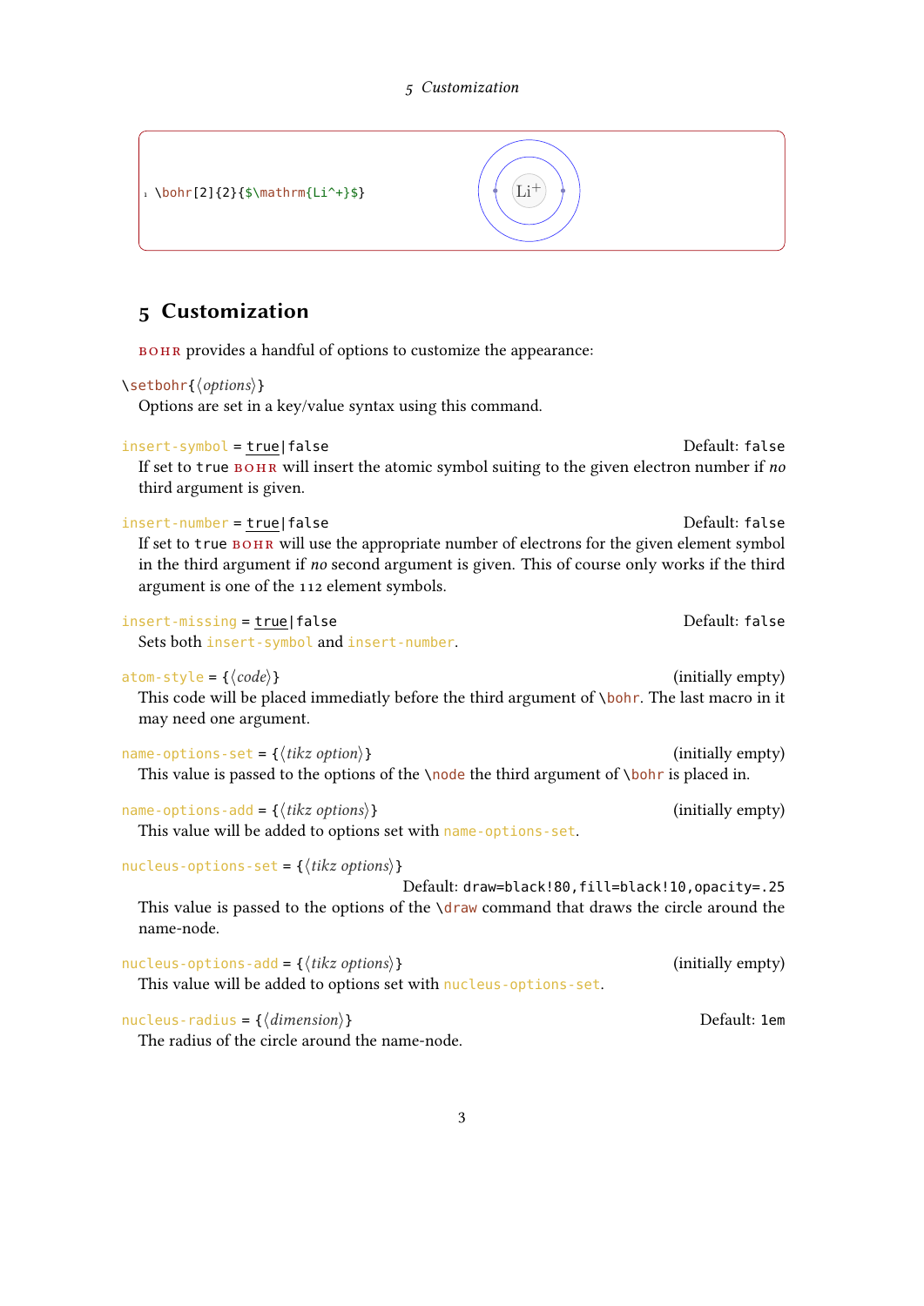```
\bohr[2]{2}{$\mathrm{Li^+}$}
```

## 5 Customization

BOHR provides a handful of options to customize the appearance:

`\setbohr{⟨options⟩}`
Options are set in a key/value syntax using this command.

`insert-symbol = true|false` Default: `false`
If set to `true` BOHR will insert the atomic symbol suiting to the given electron number if *no* third argument is given.

`insert-number = true|false` Default: `false`
If set to `true` BOHR will use the appropriate number of electrons for the given element symbol in the third argument if *no* second argument is given. This of course only works if the third argument is one of the 112 element symbols.

`insert-missing = true|false` Default: `false`
Sets both `insert-symbol` and `insert-number`.

`atom-style = {⟨code⟩}` (initially empty)
This code will be placed immediatly before the third argument of `\bohr`. The last macro in it may need one argument.

`name-options-set = {⟨tikz option⟩}` (initially empty)
This value is passed to the options of the `\node` the third argument of `\bohr` is placed in.

`name-options-add = {⟨tikz options⟩}` (initially empty)
This value will be added to options set with `name-options-set`.

`nucleus-options-set = {⟨tikz options⟩}`
Default: `draw=black!80,fill=black!10,opacity=.25`
This value is passed to the options of the `\draw` command that draws the circle around the name-node.

`nucleus-options-add = {⟨tikz options⟩}` (initially empty)
This value will be added to options set with `nucleus-options-set`.

`nucleus-radius = {⟨dimension⟩}` Default: `1em`
The radius of the circle around the name-node.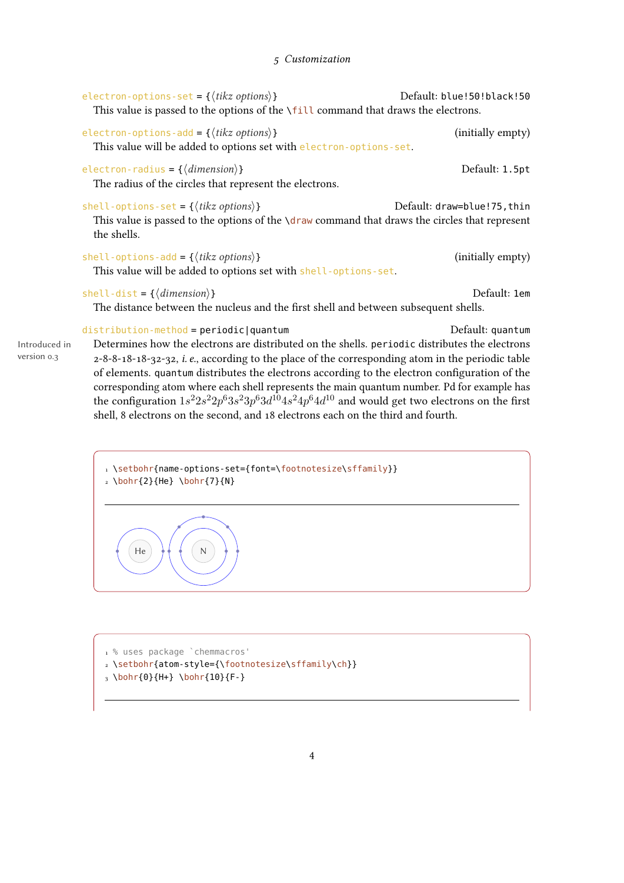`electron-options-set` = {⟨*tikz options*⟩} Default: `blue!50!black!50`

This value is passed to the options of the `\fill` command that draws the electrons.

`electron-options-add` = {⟨*tikz options*⟩} (initially empty)

This value will be added to options set with `electron-options-set`.

`electron-radius` = {⟨*dimension*⟩} Default: `1.5pt`

The radius of the circles that represent the electrons.

`shell-options-set` = {⟨*tikz options*⟩} Default: `draw=blue!75,thin`

This value is passed to the options of the `\draw` command that draws the circles that represent the shells.

`shell-options-add` = {⟨*tikz options*⟩} (initially empty)

This value will be added to options set with `shell-options-set`.

`shell-dist` = {⟨*dimension*⟩} Default: `1em`

The distance between the nucleus and the first shell and between subsequent shells.

`distribution-method` = `periodic|quantum` Default: `quantum`

Introduced in version 0.3

Determines how the electrons are distributed on the shells. `periodic` distributes the electrons 2-8-8-18-18-32-32, *i. e.*, according to the place of the corresponding atom in the periodic table of elements. `quantum` distributes the electrons according to the electron configuration of the corresponding atom where each shell represents the main quantum number. Pd for example has the configuration $1s^2 2s^2 2p^6 3s^2 3p^6 3d^{10} 4s^2 4p^6 4d^{10}$ and would get two electrons on the first shell, 8 electrons on the second, and 18 electrons each on the third and fourth.

```
\setbohr{name-options-set={font=\footnotesize\sffamily}}
\bohr{2}{He} \bohr{7}{N}
```

```
% uses package `chemmacros'
\setbohr{atom-style={\footnotesize\sffamily\ch}}
\bohr{0}{H+} \bohr{10}{F-}
```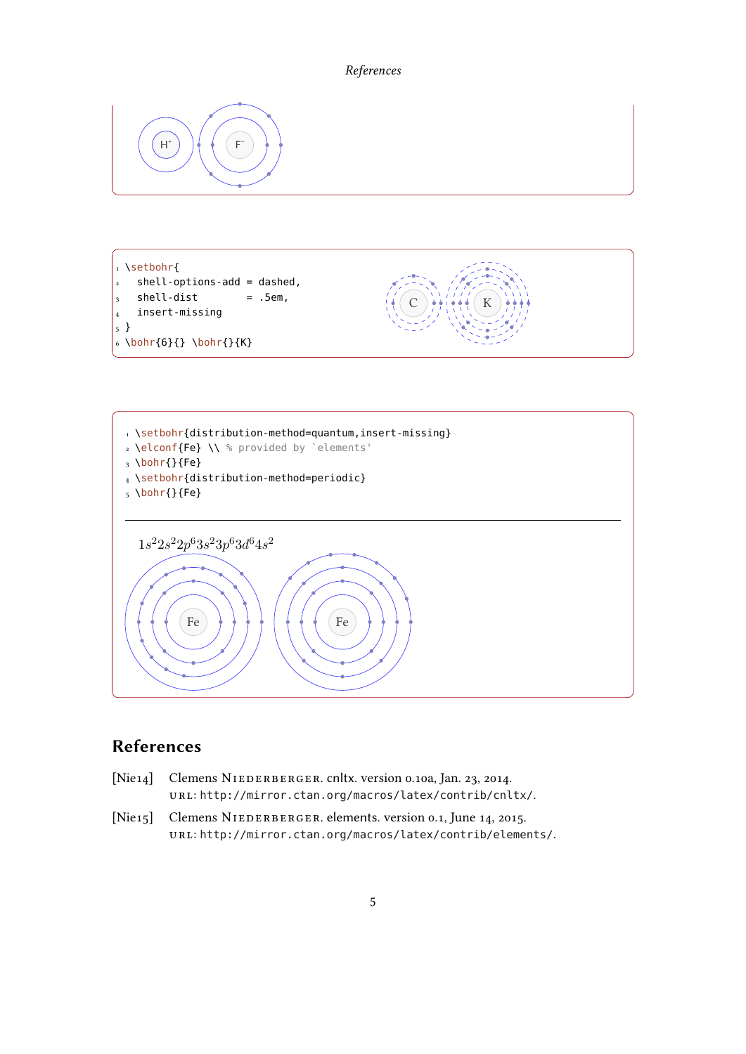```
\setbohr{
  shell-options-add = dashed,
  shell-dist        = .5em,
  insert-missing
}
\bohr{6}{} \bohr{}{K}
```

```
\setbohr{distribution-method=quantum,insert-missing}
\elconf{Fe} \\ % provided by `elements'
\bohr{}{Fe}
\setbohr{distribution-method=periodic}
\bohr{}{Fe}
```

$1s^2 2s^2 2p^6 3s^2 3p^6 3d^6 4s^2$

## References

[Nie14] Clemens Niederberger. cnltx. version 0.10a, Jan. 23, 2014. URL: http://mirror.ctan.org/macros/latex/contrib/cnltx/.

[Nie15] Clemens Niederberger. elements. version 0.1, June 14, 2015. URL: http://mirror.ctan.org/macros/latex/contrib/elements/.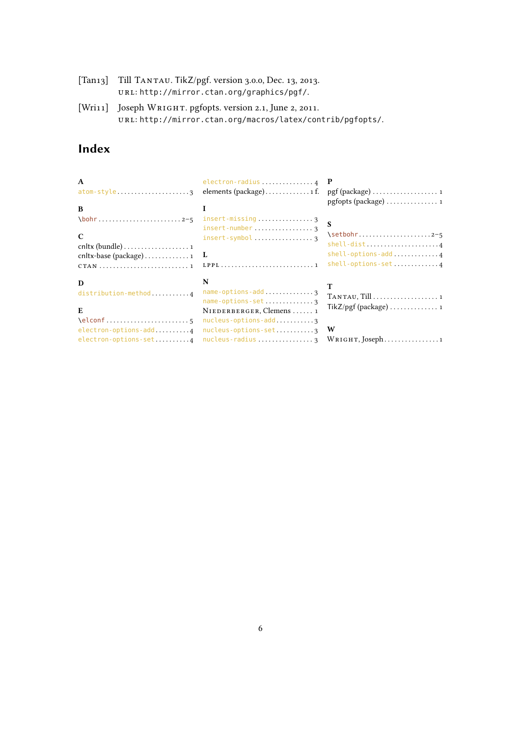[Tan13] Till Tantau. TikZ/pgf. version 3.0.0, Dec. 13, 2013.
URL: http://mirror.ctan.org/graphics/pgf/.

[Wri11] Joseph Wright. pgfopts. version 2.1, June 2, 2011.
URL: http://mirror.ctan.org/macros/latex/contrib/pgfopts/.

## Index

**A**
atom-style . . . . . . . . . . . . . . . . . . . . 3

**B**
\bohr . . . . . . . . . . . . . . . . . . . . . . . 2–5

**C**
cnltx (bundle) . . . . . . . . . . . . . . . . . . 1
cnltx-base (package) . . . . . . . . . . . . 1
CTAN . . . . . . . . . . . . . . . . . . . . . . . . . 1

**D**
distribution-method . . . . . . . . . . 4

**E**
\elconf . . . . . . . . . . . . . . . . . . . . . . . 5
electron-options-add . . . . . . . . . 4
electron-options-set . . . . . . . . . 4
electron-radius . . . . . . . . . . . . . . . 4
elements (package) . . . . . . . . . . . . 1 f.

**I**
insert-missing . . . . . . . . . . . . . . . 3
insert-number . . . . . . . . . . . . . . . . 3
insert-symbol . . . . . . . . . . . . . . . . 3

**L**
LPPL . . . . . . . . . . . . . . . . . . . . . . . . . 1

**N**
name-options-add . . . . . . . . . . . . . 3
name-options-set . . . . . . . . . . . . . 3
Niederberger, Clemens . . . . . . 1
nucleus-options-add . . . . . . . . . . 3
nucleus-options-set . . . . . . . . . . 3
nucleus-radius . . . . . . . . . . . . . . . 3

**P**
pgf (package) . . . . . . . . . . . . . . . . . . 1
pgfopts (package) . . . . . . . . . . . . . . 1

**S**
\setbohr . . . . . . . . . . . . . . . . . . . . 2–5
shell-dist . . . . . . . . . . . . . . . . . . . . 4
shell-options-add . . . . . . . . . . . . 4
shell-options-set . . . . . . . . . . . . 4

**T**
Tantau, Till . . . . . . . . . . . . . . . . . . 1
TikZ/pgf (package) . . . . . . . . . . . . . 1

**W**
Wright, Joseph . . . . . . . . . . . . . . . 1